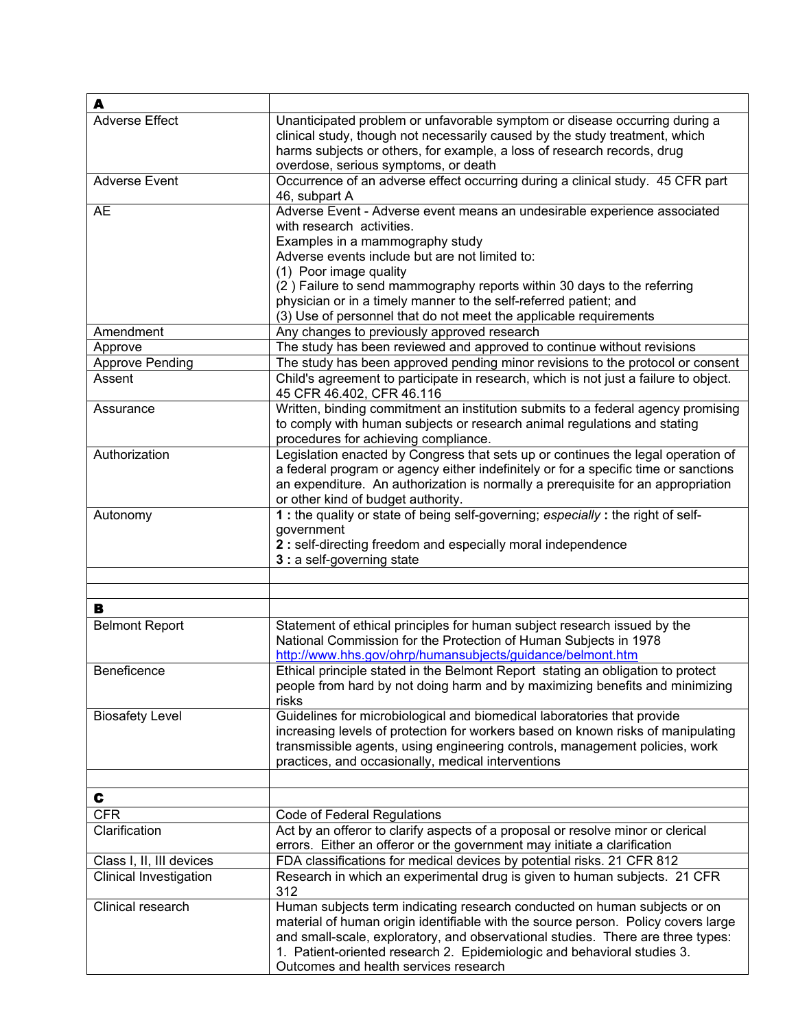| A | |
|---|---|
| Adverse Effect | Unanticipated problem or unfavorable symptom or disease occurring during a clinical study, though not necessarily caused by the study treatment, which harms subjects or others, for example, a loss of research records, drug overdose, serious symptoms, or death |
| Adverse Event | Occurrence of an adverse effect occurring during a clinical study. 45 CFR part 46, subpart A |
| AE | Adverse Event - Adverse event means an undesirable experience associated with research activities.<br>Examples in a mammography study<br>Adverse events include but are not limited to:<br>(1) Poor image quality<br>(2 ) Failure to send mammography reports within 30 days to the referring physician or in a timely manner to the self-referred patient; and<br>(3) Use of personnel that do not meet the applicable requirements |
| Amendment | Any changes to previously approved research |
| Approve | The study has been reviewed and approved to continue without revisions |
| Approve Pending | The study has been approved pending minor revisions to the protocol or consent |
| Assent | Child's agreement to participate in research, which is not just a failure to object. 45 CFR 46.402, CFR 46.116 |
| Assurance | Written, binding commitment an institution submits to a federal agency promising to comply with human subjects or research animal regulations and stating procedures for achieving compliance. |
| Authorization | Legislation enacted by Congress that sets up or continues the legal operation of a federal program or agency either indefinitely or for a specific time or sanctions an expenditure. An authorization is normally a prerequisite for an appropriation or other kind of budget authority. |
| Autonomy | **1 :** the quality or state of being self-governing; *especially* **:** the right of self-government<br>**2 :** self-directing freedom and especially moral independence<br>**3 :** a self-governing state |
| | |
| | |
| **B** | |
| Belmont Report | Statement of ethical principles for human subject research issued by the National Commission for the Protection of Human Subjects in 1978 http://www.hhs.gov/ohrp/humansubjects/guidance/belmont.htm |
| Beneficence | Ethical principle stated in the Belmont Report stating an obligation to protect people from hard by not doing harm and by maximizing benefits and minimizing risks |
| Biosafety Level | Guidelines for microbiological and biomedical laboratories that provide increasing levels of protection for workers based on known risks of manipulating transmissible agents, using engineering controls, management policies, work practices, and occasionally, medical interventions |
| | |
| **C** | |
| CFR | Code of Federal Regulations |
| Clarification | Act by an offeror to clarify aspects of a proposal or resolve minor or clerical errors. Either an offeror or the government may initiate a clarification |
| Class I, II, III devices | FDA classifications for medical devices by potential risks. 21 CFR 812 |
| Clinical Investigation | Research in which an experimental drug is given to human subjects. 21 CFR 312 |
| Clinical research | Human subjects term indicating research conducted on human subjects or on material of human origin identifiable with the source person. Policy covers large and small-scale, exploratory, and observational studies. There are three types: 1. Patient-oriented research 2. Epidemiologic and behavioral studies 3. Outcomes and health services research |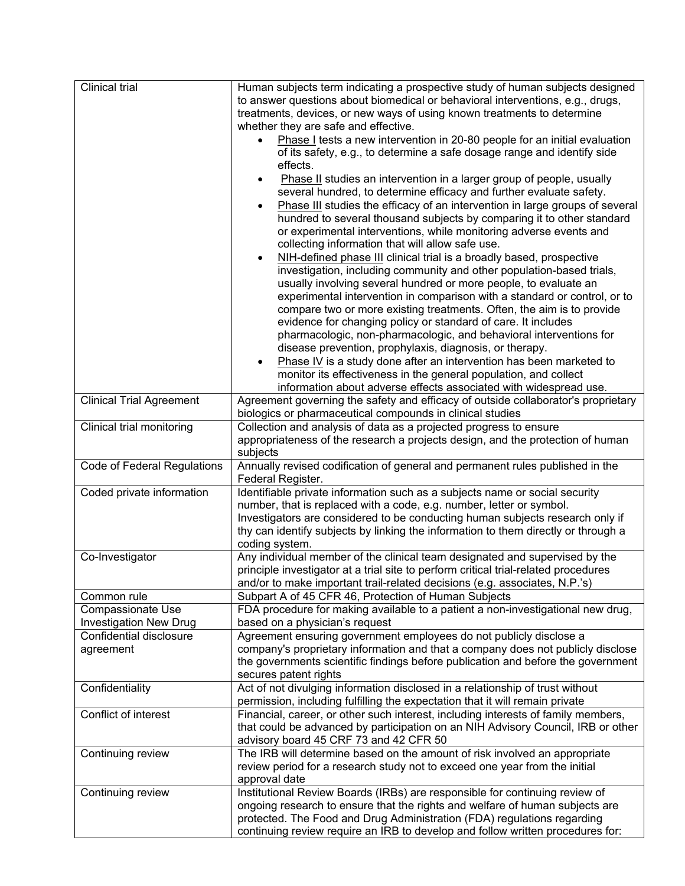| | |
|---|---|
| Clinical trial | Human subjects term indicating a prospective study of human subjects designed to answer questions about biomedical or behavioral interventions, e.g., drugs, treatments, devices, or new ways of using known treatments to determine whether they are safe and effective.<br>• Phase I tests a new intervention in 20-80 people for an initial evaluation of its safety, e.g., to determine a safe dosage range and identify side effects.<br>• Phase II studies an intervention in a larger group of people, usually several hundred, to determine efficacy and further evaluate safety.<br>• Phase III studies the efficacy of an intervention in large groups of several hundred to several thousand subjects by comparing it to other standard or experimental interventions, while monitoring adverse events and collecting information that will allow safe use.<br>• NIH-defined phase III clinical trial is a broadly based, prospective investigation, including community and other population-based trials, usually involving several hundred or more people, to evaluate an experimental intervention in comparison with a standard or control, or to compare two or more existing treatments. Often, the aim is to provide evidence for changing policy or standard of care. It includes pharmacologic, non-pharmacologic, and behavioral interventions for disease prevention, prophylaxis, diagnosis, or therapy.<br>• Phase IV is a study done after an intervention has been marketed to monitor its effectiveness in the general population, and collect information about adverse effects associated with widespread use. |
| Clinical Trial Agreement | Agreement governing the safety and efficacy of outside collaborator's proprietary biologics or pharmaceutical compounds in clinical studies |
| Clinical trial monitoring | Collection and analysis of data as a projected progress to ensure appropriateness of the research a projects design, and the protection of human subjects |
| Code of Federal Regulations | Annually revised codification of general and permanent rules published in the Federal Register. |
| Coded private information | Identifiable private information such as a subjects name or social security number, that is replaced with a code, e.g. number, letter or symbol. Investigators are considered to be conducting human subjects research only if thy can identify subjects by linking the information to them directly or through a coding system. |
| Co-Investigator | Any individual member of the clinical team designated and supervised by the principle investigator at a trial site to perform critical trial-related procedures and/or to make important trail-related decisions (e.g. associates, N.P.'s) |
| Common rule | Subpart A of 45 CFR 46, Protection of Human Subjects |
| Compassionate Use Investigation New Drug | FDA procedure for making available to a patient a non-investigational new drug, based on a physician's request |
| Confidential disclosure agreement | Agreement ensuring government employees do not publicly disclose a company's proprietary information and that a company does not publicly disclose the governments scientific findings before publication and before the government secures patent rights |
| Confidentiality | Act of not divulging information disclosed in a relationship of trust without permission, including fulfilling the expectation that it will remain private |
| Conflict of interest | Financial, career, or other such interest, including interests of family members, that could be advanced by participation on an NIH Advisory Council, IRB or other advisory board 45 CRF 73 and 42 CFR 50 |
| Continuing review | The IRB will determine based on the amount of risk involved an appropriate review period for a research study not to exceed one year from the initial approval date |
| Continuing review | Institutional Review Boards (IRBs) are responsible for continuing review of ongoing research to ensure that the rights and welfare of human subjects are protected. The Food and Drug Administration (FDA) regulations regarding continuing review require an IRB to develop and follow written procedures for: |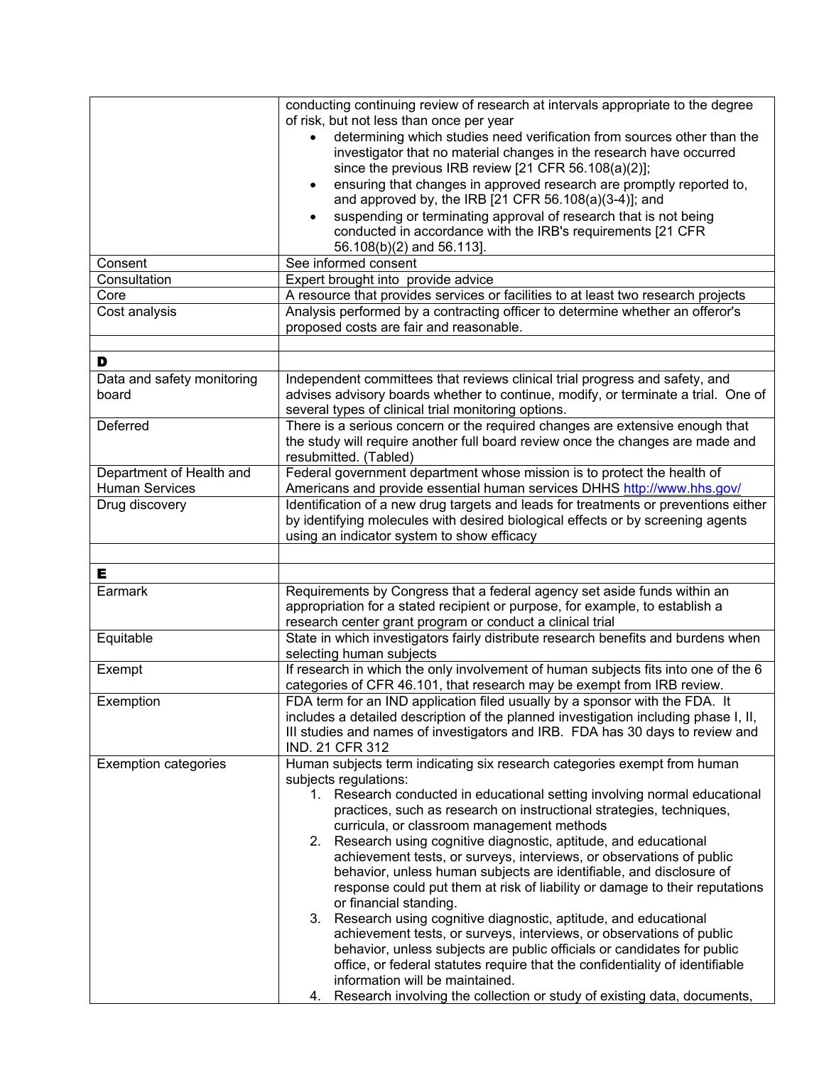| | |
|---|---|
| | conducting continuing review of research at intervals appropriate to the degree of risk, but not less than once per year<br>• determining which studies need verification from sources other than the investigator that no material changes in the research have occurred since the previous IRB review [21 CFR 56.108(a)(2)];<br>• ensuring that changes in approved research are promptly reported to, and approved by, the IRB [21 CFR 56.108(a)(3-4)]; and<br>• suspending or terminating approval of research that is not being conducted in accordance with the IRB's requirements [21 CFR 56.108(b)(2) and 56.113]. |
| Consent | See informed consent |
| Consultation | Expert brought into provide advice |
| Core | A resource that provides services or facilities to at least two research projects |
| Cost analysis | Analysis performed by a contracting officer to determine whether an offeror's proposed costs are fair and reasonable. |
| | |
| **D** | |
| Data and safety monitoring board | Independent committees that reviews clinical trial progress and safety, and advises advisory boards whether to continue, modify, or terminate a trial. One of several types of clinical trial monitoring options. |
| Deferred | There is a serious concern or the required changes are extensive enough that the study will require another full board review once the changes are made and resubmitted. (Tabled) |
| Department of Health and Human Services | Federal government department whose mission is to protect the health of Americans and provide essential human services DHHS http://www.hhs.gov/ |
| Drug discovery | Identification of a new drug targets and leads for treatments or preventions either by identifying molecules with desired biological effects or by screening agents using an indicator system to show efficacy |
| | |
| **E** | |
| Earmark | Requirements by Congress that a federal agency set aside funds within an appropriation for a stated recipient or purpose, for example, to establish a research center grant program or conduct a clinical trial |
| Equitable | State in which investigators fairly distribute research benefits and burdens when selecting human subjects |
| Exempt | If research in which the only involvement of human subjects fits into one of the 6 categories of CFR 46.101, that research may be exempt from IRB review. |
| Exemption | FDA term for an IND application filed usually by a sponsor with the FDA. It includes a detailed description of the planned investigation including phase I, II, III studies and names of investigators and IRB. FDA has 30 days to review and IND. 21 CFR 312 |
| Exemption categories | Human subjects term indicating six research categories exempt from human subjects regulations:<br>1. Research conducted in educational setting involving normal educational practices, such as research on instructional strategies, techniques, curricula, or classroom management methods<br>2. Research using cognitive diagnostic, aptitude, and educational achievement tests, or surveys, interviews, or observations of public behavior, unless human subjects are identifiable, and disclosure of response could put them at risk of liability or damage to their reputations or financial standing.<br>3. Research using cognitive diagnostic, aptitude, and educational achievement tests, or surveys, interviews, or observations of public behavior, unless subjects are public officials or candidates for public office, or federal statutes require that the confidentiality of identifiable information will be maintained.<br>4. Research involving the collection or study of existing data, documents, |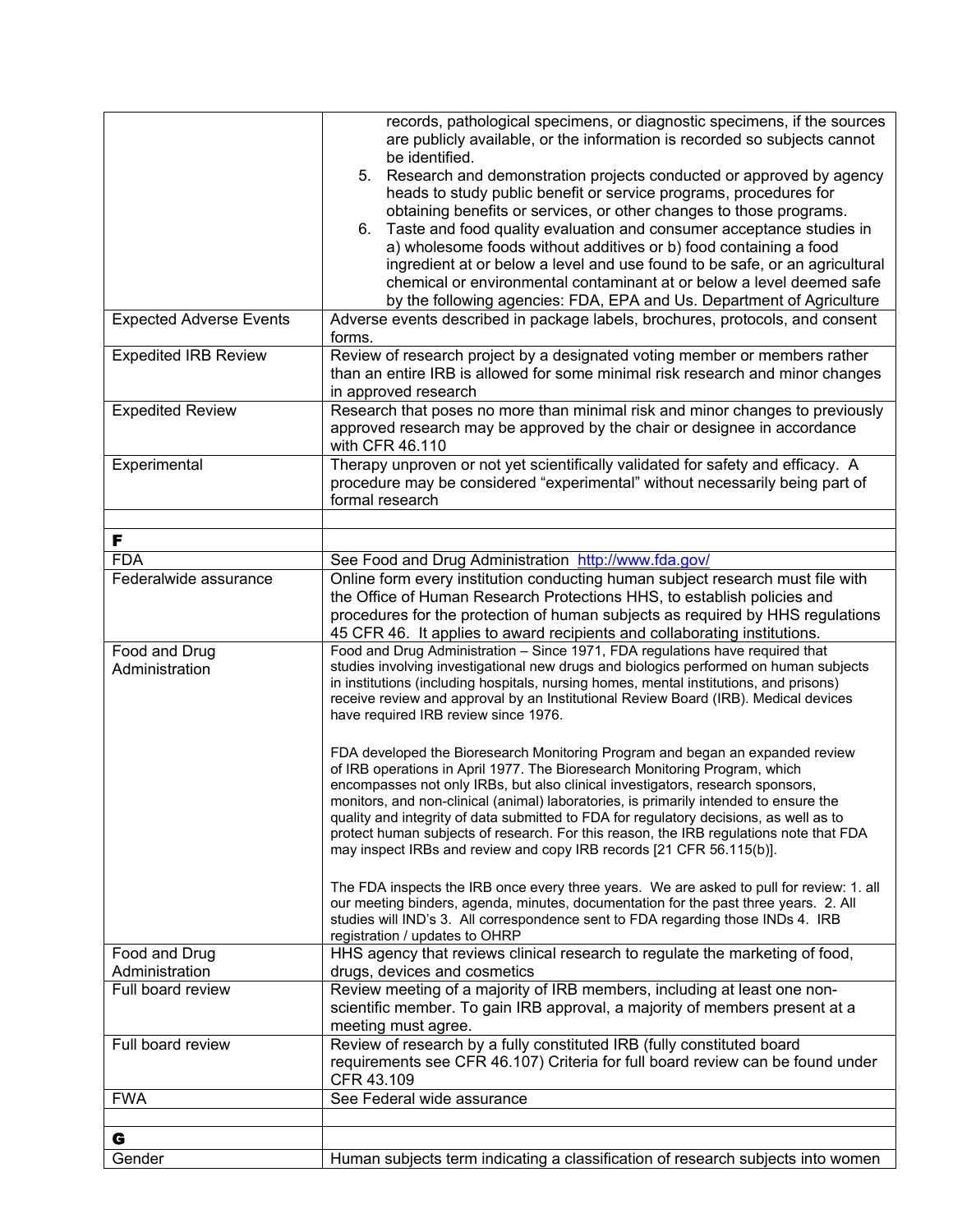| | |
|---|---|
| | records, pathological specimens, or diagnostic specimens, if the sources are publicly available, or the information is recorded so subjects cannot be identified.<br>5. Research and demonstration projects conducted or approved by agency heads to study public benefit or service programs, procedures for obtaining benefits or services, or other changes to those programs.<br>6. Taste and food quality evaluation and consumer acceptance studies in a) wholesome foods without additives or b) food containing a food ingredient at or below a level and use found to be safe, or an agricultural chemical or environmental contaminant at or below a level deemed safe by the following agencies: FDA, EPA and Us. Department of Agriculture |
| Expected Adverse Events | Adverse events described in package labels, brochures, protocols, and consent forms. |
| Expedited IRB Review | Review of research project by a designated voting member or members rather than an entire IRB is allowed for some minimal risk research and minor changes in approved research |
| Expedited Review | Research that poses no more than minimal risk and minor changes to previously approved research may be approved by the chair or designee in accordance with CFR 46.110 |
| Experimental | Therapy unproven or not yet scientifically validated for safety and efficacy. A procedure may be considered "experimental" without necessarily being part of formal research |
| | |
| **F** | |
| FDA | See Food and Drug Administration http://www.fda.gov/ |
| Federalwide assurance | Online form every institution conducting human subject research must file with the Office of Human Research Protections HHS, to establish policies and procedures for the protection of human subjects as required by HHS regulations 45 CFR 46. It applies to award recipients and collaborating institutions. |
| Food and Drug Administration | Food and Drug Administration – Since 1971, FDA regulations have required that studies involving investigational new drugs and biologics performed on human subjects in institutions (including hospitals, nursing homes, mental institutions, and prisons) receive review and approval by an Institutional Review Board (IRB). Medical devices have required IRB review since 1976.<br><br>FDA developed the Bioresearch Monitoring Program and began an expanded review of IRB operations in April 1977. The Bioresearch Monitoring Program, which encompasses not only IRBs, but also clinical investigators, research sponsors, monitors, and non-clinical (animal) laboratories, is primarily intended to ensure the quality and integrity of data submitted to FDA for regulatory decisions, as well as to protect human subjects of research. For this reason, the IRB regulations note that FDA may inspect IRBs and review and copy IRB records [21 CFR 56.115(b)].<br><br>The FDA inspects the IRB once every three years. We are asked to pull for review: 1. all our meeting binders, agenda, minutes, documentation for the past three years. 2. All studies will IND's 3. All correspondence sent to FDA regarding those INDs 4. IRB registration / updates to OHRP |
| Food and Drug Administration | HHS agency that reviews clinical research to regulate the marketing of food, drugs, devices and cosmetics |
| Full board review | Review meeting of a majority of IRB members, including at least one non-scientific member. To gain IRB approval, a majority of members present at a meeting must agree. |
| Full board review | Review of research by a fully constituted IRB (fully constituted board requirements see CFR 46.107) Criteria for full board review can be found under CFR 43.109 |
| FWA | See Federal wide assurance |
| | |
| **G** | |
| Gender | Human subjects term indicating a classification of research subjects into women |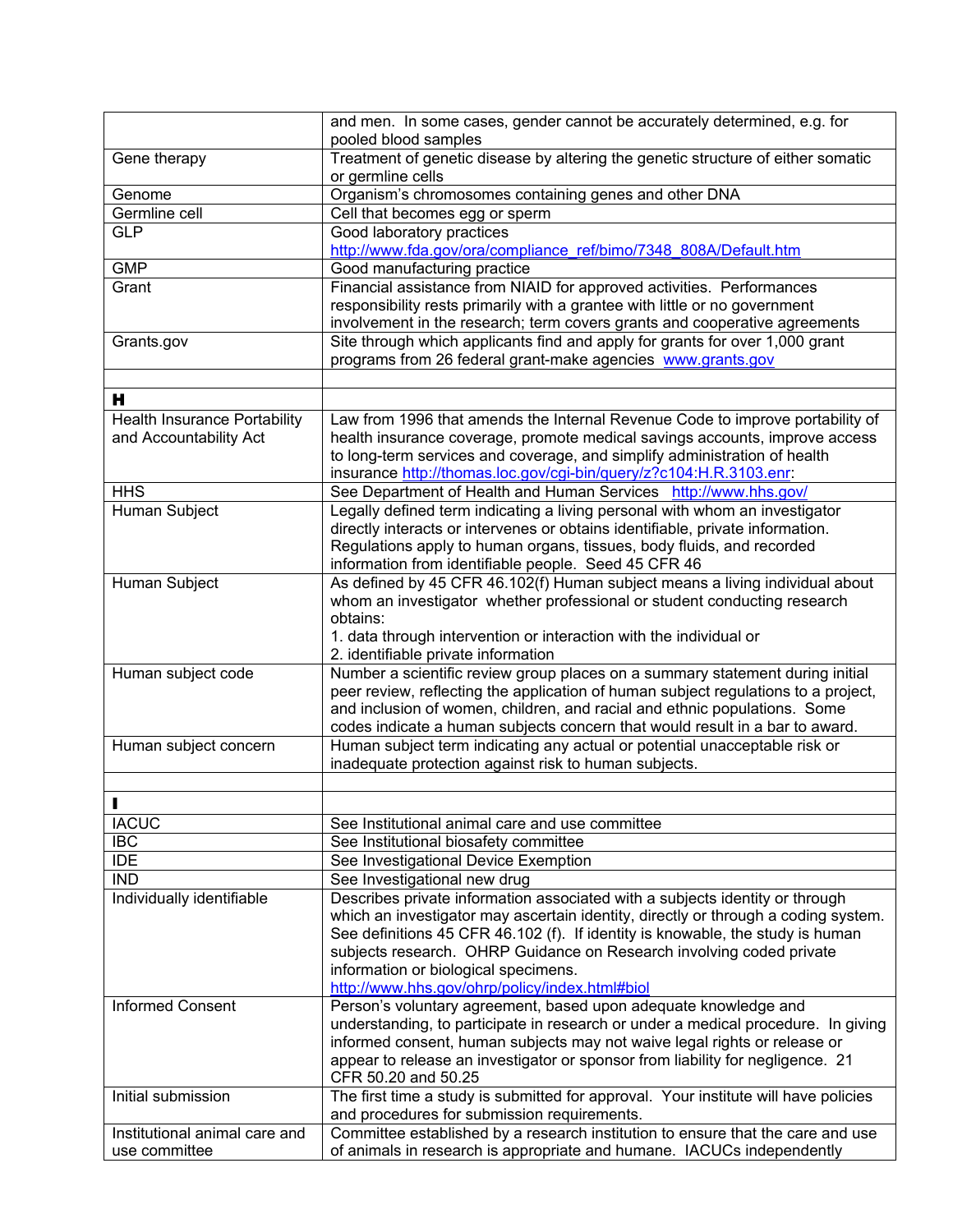| | |
|---|---|
| | and men. In some cases, gender cannot be accurately determined, e.g. for pooled blood samples |
| Gene therapy | Treatment of genetic disease by altering the genetic structure of either somatic or germline cells |
| Genome | Organism's chromosomes containing genes and other DNA |
| Germline cell | Cell that becomes egg or sperm |
| GLP | Good laboratory practices http://www.fda.gov/ora/compliance_ref/bimo/7348_808A/Default.htm |
| GMP | Good manufacturing practice |
| Grant | Financial assistance from NIAID for approved activities. Performances responsibility rests primarily with a grantee with little or no government involvement in the research; term covers grants and cooperative agreements |
| Grants.gov | Site through which applicants find and apply for grants for over 1,000 grant programs from 26 federal grant-make agencies www.grants.gov |
| | |
| **H** | |
| Health Insurance Portability and Accountability Act | Law from 1996 that amends the Internal Revenue Code to improve portability of health insurance coverage, promote medical savings accounts, improve access to long-term services and coverage, and simplify administration of health insurance http://thomas.loc.gov/cgi-bin/query/z?c104:H.R.3103.enr: |
| HHS | See Department of Health and Human Services http://www.hhs.gov/ |
| Human Subject | Legally defined term indicating a living personal with whom an investigator directly interacts or intervenes or obtains identifiable, private information. Regulations apply to human organs, tissues, body fluids, and recorded information from identifiable people. Seed 45 CFR 46 |
| Human Subject | As defined by 45 CFR 46.102(f) Human subject means a living individual about whom an investigator whether professional or student conducting research obtains:<br>1. data through intervention or interaction with the individual or<br>2. identifiable private information |
| Human subject code | Number a scientific review group places on a summary statement during initial peer review, reflecting the application of human subject regulations to a project, and inclusion of women, children, and racial and ethnic populations. Some codes indicate a human subjects concern that would result in a bar to award. |
| Human subject concern | Human subject term indicating any actual or potential unacceptable risk or inadequate protection against risk to human subjects. |
| | |
| **I** | |
| IACUC | See Institutional animal care and use committee |
| IBC | See Institutional biosafety committee |
| IDE | See Investigational Device Exemption |
| IND | See Investigational new drug |
| Individually identifiable | Describes private information associated with a subjects identity or through which an investigator may ascertain identity, directly or through a coding system. See definitions 45 CFR 46.102 (f). If identity is knowable, the study is human subjects research. OHRP Guidance on Research involving coded private information or biological specimens. http://www.hhs.gov/ohrp/policy/index.html#biol |
| Informed Consent | Person's voluntary agreement, based upon adequate knowledge and understanding, to participate in research or under a medical procedure. In giving informed consent, human subjects may not waive legal rights or release or appear to release an investigator or sponsor from liability for negligence. 21 CFR 50.20 and 50.25 |
| Initial submission | The first time a study is submitted for approval. Your institute will have policies and procedures for submission requirements. |
| Institutional animal care and use committee | Committee established by a research institution to ensure that the care and use of animals in research is appropriate and humane. IACUCs independently |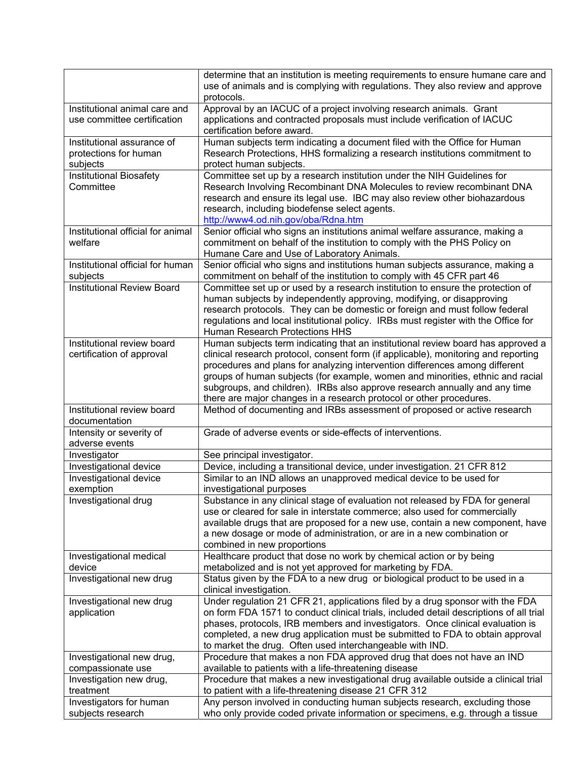| | |
|---|---|
| | determine that an institution is meeting requirements to ensure humane care and use of animals and is complying with regulations. They also review and approve protocols. |
| Institutional animal care and use committee certification | Approval by an IACUC of a project involving research animals. Grant applications and contracted proposals must include verification of IACUC certification before award. |
| Institutional assurance of protections for human subjects | Human subjects term indicating a document filed with the Office for Human Research Protections, HHS formalizing a research institutions commitment to protect human subjects. |
| Institutional Biosafety Committee | Committee set up by a research institution under the NIH Guidelines for Research Involving Recombinant DNA Molecules to review recombinant DNA research and ensure its legal use. IBC may also review other biohazardous research, including biodefense select agents. http://www4.od.nih.gov/oba/Rdna.htm |
| Institutional official for animal welfare | Senior official who signs an institutions animal welfare assurance, making a commitment on behalf of the institution to comply with the PHS Policy on Humane Care and Use of Laboratory Animals. |
| Institutional official for human subjects | Senior official who signs and institutions human subjects assurance, making a commitment on behalf of the institution to comply with 45 CFR part 46 |
| Institutional Review Board | Committee set up or used by a research institution to ensure the protection of human subjects by independently approving, modifying, or disapproving research protocols. They can be domestic or foreign and must follow federal regulations and local institutional policy. IRBs must register with the Office for Human Research Protections HHS |
| Institutional review board certification of approval | Human subjects term indicating that an institutional review board has approved a clinical research protocol, consent form (if applicable), monitoring and reporting procedures and plans for analyzing intervention differences among different groups of human subjects (for example, women and minorities, ethnic and racial subgroups, and children). IRBs also approve research annually and any time there are major changes in a research protocol or other procedures. |
| Institutional review board documentation | Method of documenting and IRBs assessment of proposed or active research |
| Intensity or severity of adverse events | Grade of adverse events or side-effects of interventions. |
| Investigator | See principal investigator. |
| Investigational device | Device, including a transitional device, under investigation. 21 CFR 812 |
| Investigational device exemption | Similar to an IND allows an unapproved medical device to be used for investigational purposes |
| Investigational drug | Substance in any clinical stage of evaluation not released by FDA for general use or cleared for sale in interstate commerce; also used for commercially available drugs that are proposed for a new use, contain a new component, have a new dosage or mode of administration, or are in a new combination or combined in new proportions |
| Investigational medical device | Healthcare product that dose no work by chemical action or by being metabolized and is not yet approved for marketing by FDA. |
| Investigational new drug | Status given by the FDA to a new drug or biological product to be used in a clinical investigation. |
| Investigational new drug application | Under regulation 21 CFR 21, applications filed by a drug sponsor with the FDA on form FDA 1571 to conduct clinical trials, included detail descriptions of all trial phases, protocols, IRB members and investigators. Once clinical evaluation is completed, a new drug application must be submitted to FDA to obtain approval to market the drug. Often used interchangeable with IND. |
| Investigational new drug, compassionate use | Procedure that makes a non FDA approved drug that does not have an IND available to patients with a life-threatening disease |
| Investigation new drug, treatment | Procedure that makes a new investigational drug available outside a clinical trial to patient with a life-threatening disease 21 CFR 312 |
| Investigators for human subjects research | Any person involved in conducting human subjects research, excluding those who only provide coded private information or specimens, e.g. through a tissue |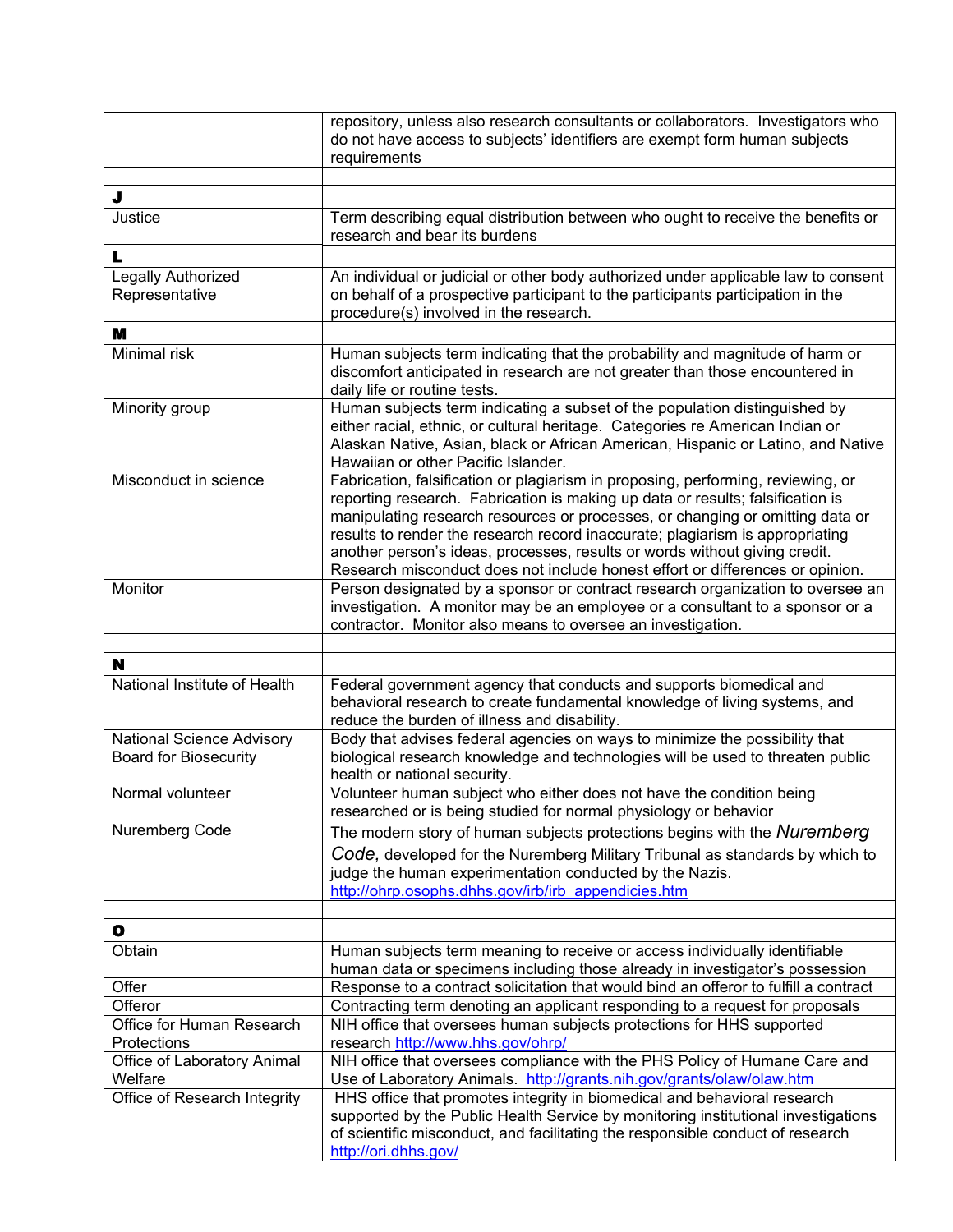| | |
|---|---|
| | repository, unless also research consultants or collaborators. Investigators who do not have access to subjects' identifiers are exempt form human subjects requirements |
| | |
| **J** | |
| Justice | Term describing equal distribution between who ought to receive the benefits or research and bear its burdens |
| **L** | |
| Legally Authorized Representative | An individual or judicial or other body authorized under applicable law to consent on behalf of a prospective participant to the participants participation in the procedure(s) involved in the research. |
| **M** | |
| Minimal risk | Human subjects term indicating that the probability and magnitude of harm or discomfort anticipated in research are not greater than those encountered in daily life or routine tests. |
| Minority group | Human subjects term indicating a subset of the population distinguished by either racial, ethnic, or cultural heritage. Categories re American Indian or Alaskan Native, Asian, black or African American, Hispanic or Latino, and Native Hawaiian or other Pacific Islander. |
| Misconduct in science | Fabrication, falsification or plagiarism in proposing, performing, reviewing, or reporting research. Fabrication is making up data or results; falsification is manipulating research resources or processes, or changing or omitting data or results to render the research record inaccurate; plagiarism is appropriating another person's ideas, processes, results or words without giving credit. Research misconduct does not include honest effort or differences or opinion. |
| Monitor | Person designated by a sponsor or contract research organization to oversee an investigation. A monitor may be an employee or a consultant to a sponsor or a contractor. Monitor also means to oversee an investigation. |
| | |
| **N** | |
| National Institute of Health | Federal government agency that conducts and supports biomedical and behavioral research to create fundamental knowledge of living systems, and reduce the burden of illness and disability. |
| National Science Advisory Board for Biosecurity | Body that advises federal agencies on ways to minimize the possibility that biological research knowledge and technologies will be used to threaten public health or national security. |
| Normal volunteer | Volunteer human subject who either does not have the condition being researched or is being studied for normal physiology or behavior |
| Nuremberg Code | The modern story of human subjects protections begins with the *Nuremberg Code,* developed for the Nuremberg Military Tribunal as standards by which to judge the human experimentation conducted by the Nazis. http://ohrp.osophs.dhhs.gov/irb/irb_appendicies.htm |
| | |
| **O** | |
| Obtain | Human subjects term meaning to receive or access individually identifiable human data or specimens including those already in investigator's possession |
| Offer | Response to a contract solicitation that would bind an offeror to fulfill a contract |
| Offeror | Contracting term denoting an applicant responding to a request for proposals |
| Office for Human Research Protections | NIH office that oversees human subjects protections for HHS supported research http://www.hhs.gov/ohrp/ |
| Office of Laboratory Animal Welfare | NIH office that oversees compliance with the PHS Policy of Humane Care and Use of Laboratory Animals. http://grants.nih.gov/grants/olaw/olaw.htm |
| Office of Research Integrity | HHS office that promotes integrity in biomedical and behavioral research supported by the Public Health Service by monitoring institutional investigations of scientific misconduct, and facilitating the responsible conduct of research http://ori.dhhs.gov/ |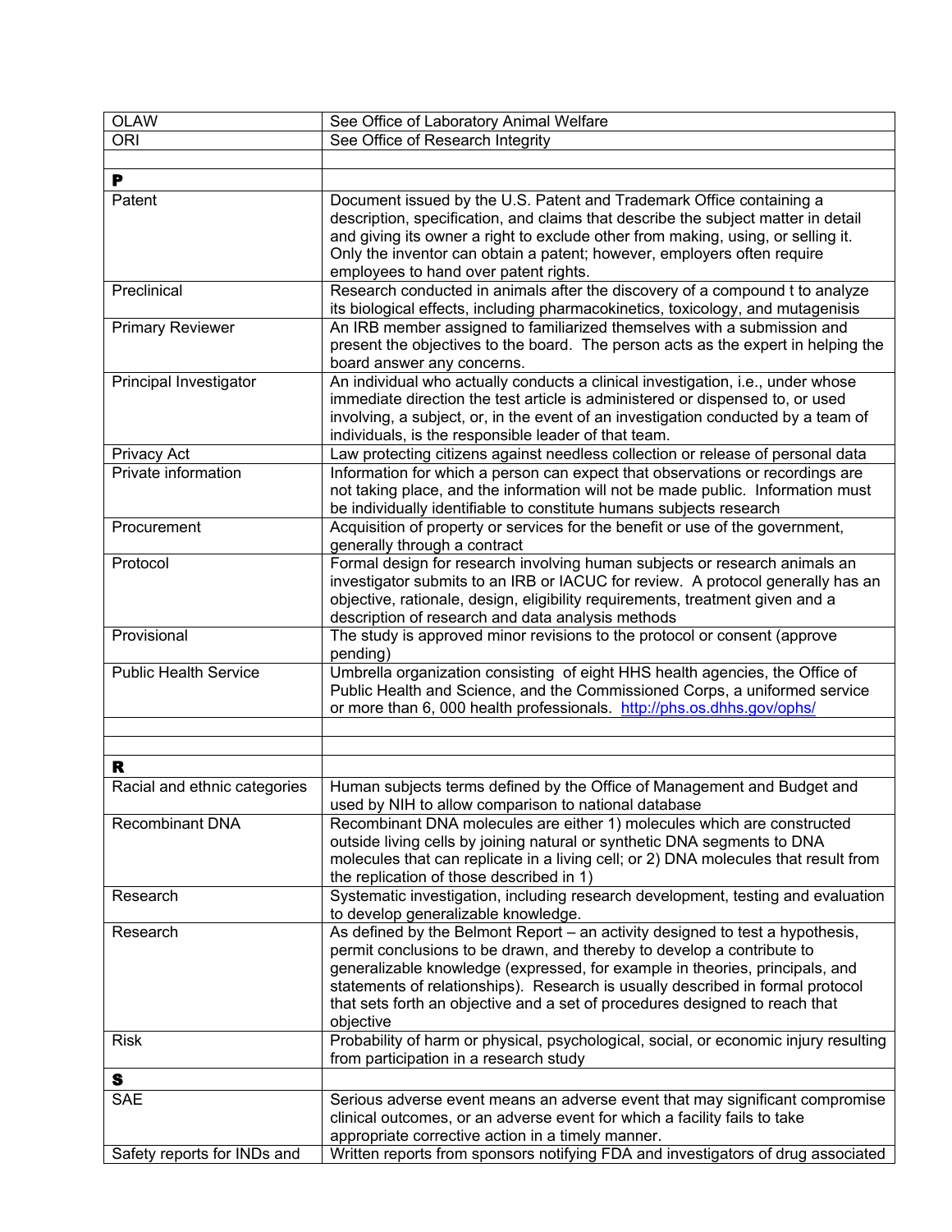| OLAW | See Office of Laboratory Animal Welfare |
|---|---|
| ORI | See Office of Research Integrity |
| | |
| **P** | |
| Patent | Document issued by the U.S. Patent and Trademark Office containing a description, specification, and claims that describe the subject matter in detail and giving its owner a right to exclude other from making, using, or selling it. Only the inventor can obtain a patent; however, employers often require employees to hand over patent rights. |
| Preclinical | Research conducted in animals after the discovery of a compound t to analyze its biological effects, including pharmacokinetics, toxicology, and mutagenisis |
| Primary Reviewer | An IRB member assigned to familiarized themselves with a submission and present the objectives to the board. The person acts as the expert in helping the board answer any concerns. |
| Principal Investigator | An individual who actually conducts a clinical investigation, i.e., under whose immediate direction the test article is administered or dispensed to, or used involving, a subject, or, in the event of an investigation conducted by a team of individuals, is the responsible leader of that team. |
| Privacy Act | Law protecting citizens against needless collection or release of personal data |
| Private information | Information for which a person can expect that observations or recordings are not taking place, and the information will not be made public. Information must be individually identifiable to constitute humans subjects research |
| Procurement | Acquisition of property or services for the benefit or use of the government, generally through a contract |
| Protocol | Formal design for research involving human subjects or research animals an investigator submits to an IRB or IACUC for review. A protocol generally has an objective, rationale, design, eligibility requirements, treatment given and a description of research and data analysis methods |
| Provisional | The study is approved minor revisions to the protocol or consent (approve pending) |
| Public Health Service | Umbrella organization consisting of eight HHS health agencies, the Office of Public Health and Science, and the Commissioned Corps, a uniformed service or more than 6, 000 health professionals. http://phs.os.dhhs.gov/ophs/ |
| | |
| | |
| **R** | |
| Racial and ethnic categories | Human subjects terms defined by the Office of Management and Budget and used by NIH to allow comparison to national database |
| Recombinant DNA | Recombinant DNA molecules are either 1) molecules which are constructed outside living cells by joining natural or synthetic DNA segments to DNA molecules that can replicate in a living cell; or 2) DNA molecules that result from the replication of those described in 1) |
| Research | Systematic investigation, including research development, testing and evaluation to develop generalizable knowledge. |
| Research | As defined by the Belmont Report – an activity designed to test a hypothesis, permit conclusions to be drawn, and thereby to develop a contribute to generalizable knowledge (expressed, for example in theories, principals, and statements of relationships). Research is usually described in formal protocol that sets forth an objective and a set of procedures designed to reach that objective |
| Risk | Probability of harm or physical, psychological, social, or economic injury resulting from participation in a research study |
| **S** | |
| SAE | Serious adverse event means an adverse event that may significant compromise clinical outcomes, or an adverse event for which a facility fails to take appropriate corrective action in a timely manner. |
| Safety reports for INDs and | Written reports from sponsors notifying FDA and investigators of drug associated |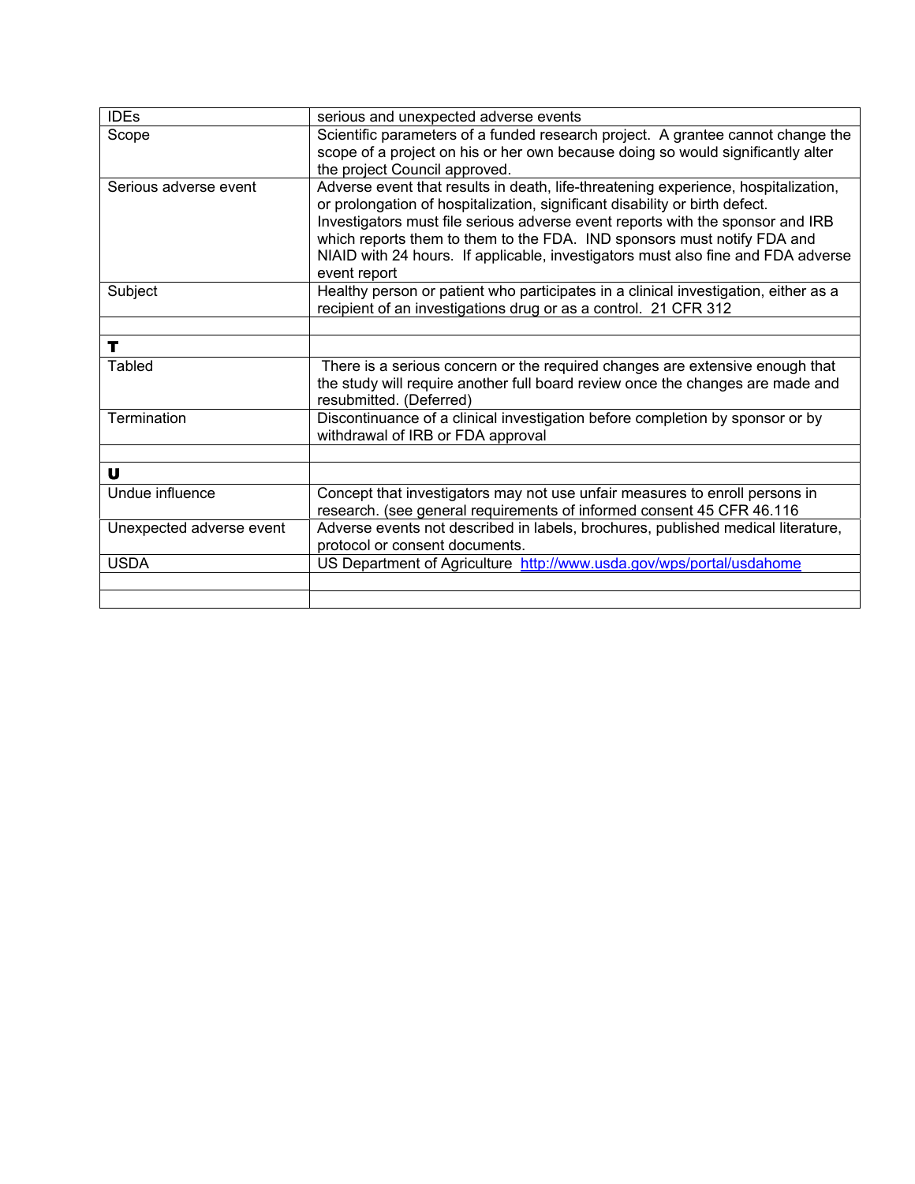| | |
|---|---|
| IDEs | serious and unexpected adverse events |
| Scope | Scientific parameters of a funded research project. A grantee cannot change the scope of a project on his or her own because doing so would significantly alter the project Council approved. |
| Serious adverse event | Adverse event that results in death, life-threatening experience, hospitalization, or prolongation of hospitalization, significant disability or birth defect. Investigators must file serious adverse event reports with the sponsor and IRB which reports them to them to the FDA. IND sponsors must notify FDA and NIAID with 24 hours. If applicable, investigators must also fine and FDA adverse event report |
| Subject | Healthy person or patient who participates in a clinical investigation, either as a recipient of an investigations drug or as a control. 21 CFR 312 |
| | |
| **T** | |
| Tabled | There is a serious concern or the required changes are extensive enough that the study will require another full board review once the changes are made and resubmitted. (Deferred) |
| Termination | Discontinuance of a clinical investigation before completion by sponsor or by withdrawal of IRB or FDA approval |
| | |
| **U** | |
| Undue influence | Concept that investigators may not use unfair measures to enroll persons in research. (see general requirements of informed consent 45 CFR 46.116 |
| Unexpected adverse event | Adverse events not described in labels, brochures, published medical literature, protocol or consent documents. |
| USDA | US Department of Agriculture http://www.usda.gov/wps/portal/usdahome |
| | |
| | |